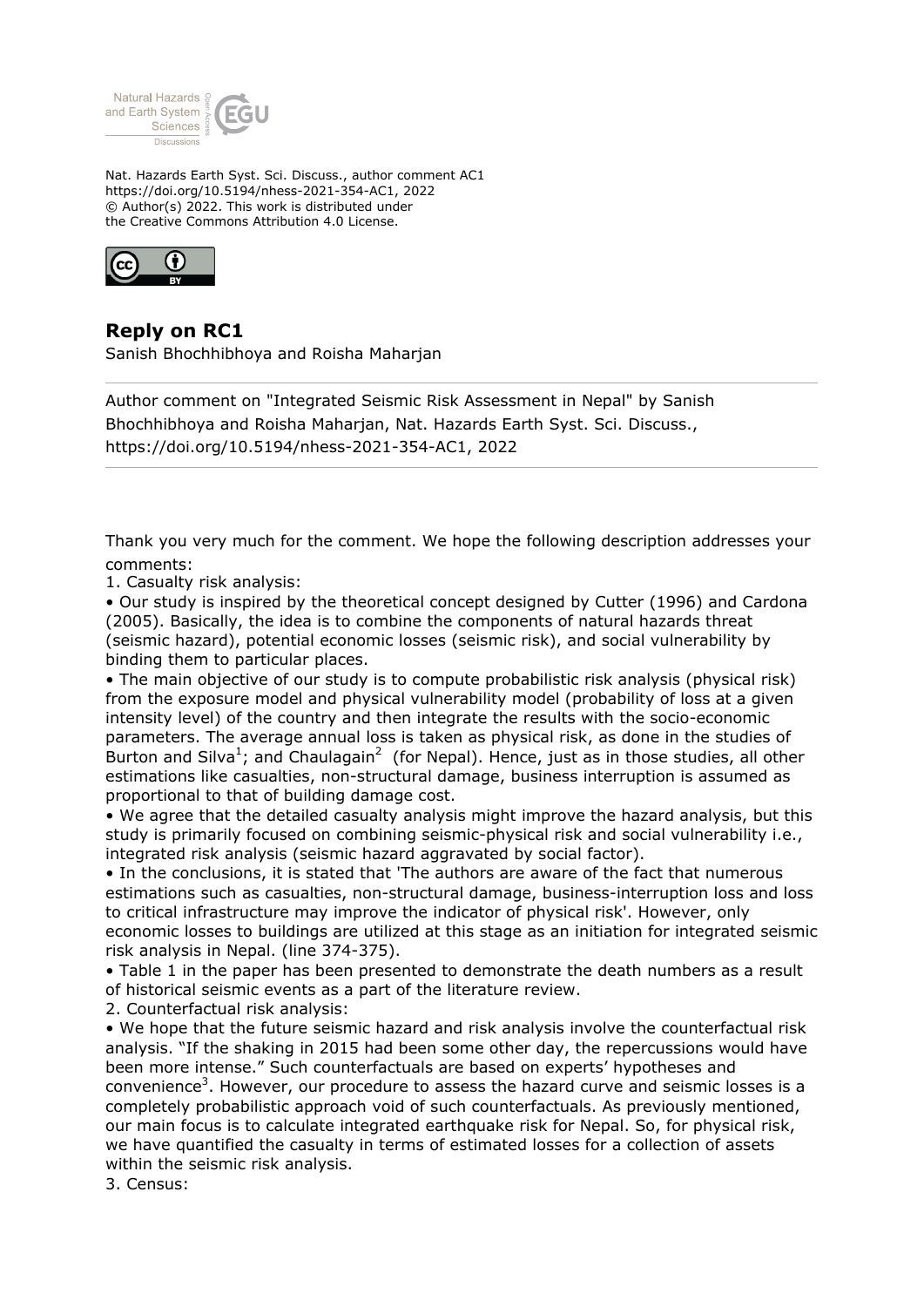Nat. Hazards Earth Syst. Sci. Discuss., author comment AC1
https://doi.org/10.5194/nhess-2021-354-AC1, 2022
© Author(s) 2022. This work is distributed under
the Creative Commons Attribution 4.0 License.

## Reply on RC1

Sanish Bhochhibhoya and Roisha Maharjan

Author comment on "Integrated Seismic Risk Assessment in Nepal" by Sanish Bhochhibhoya and Roisha Maharjan, Nat. Hazards Earth Syst. Sci. Discuss., https://doi.org/10.5194/nhess-2021-354-AC1, 2022

Thank you very much for the comment. We hope the following description addresses your comments:

1. Casualty risk analysis:

- Our study is inspired by the theoretical concept designed by Cutter (1996) and Cardona (2005). Basically, the idea is to combine the components of natural hazards threat (seismic hazard), potential economic losses (seismic risk), and social vulnerability by binding them to particular places.
- The main objective of our study is to compute probabilistic risk analysis (physical risk) from the exposure model and physical vulnerability model (probability of loss at a given intensity level) of the country and then integrate the results with the socio-economic parameters. The average annual loss is taken as physical risk, as done in the studies of Burton and Silva[1]; and Chaulagain[2] (for Nepal). Hence, just as in those studies, all other estimations like casualties, non-structural damage, business interruption is assumed as proportional to that of building damage cost.
- We agree that the detailed casualty analysis might improve the hazard analysis, but this study is primarily focused on combining seismic-physical risk and social vulnerability i.e., integrated risk analysis (seismic hazard aggravated by social factor).
- In the conclusions, it is stated that 'The authors are aware of the fact that numerous estimations such as casualties, non-structural damage, business-interruption loss and loss to critical infrastructure may improve the indicator of physical risk'. However, only economic losses to buildings are utilized at this stage as an initiation for integrated seismic risk analysis in Nepal. (line 374-375).
- Table 1 in the paper has been presented to demonstrate the death numbers as a result of historical seismic events as a part of the literature review.

2. Counterfactual risk analysis:

- We hope that the future seismic hazard and risk analysis involve the counterfactual risk analysis. "If the shaking in 2015 had been some other day, the repercussions would have been more intense." Such counterfactuals are based on experts' hypotheses and convenience[3]. However, our procedure to assess the hazard curve and seismic losses is a completely probabilistic approach void of such counterfactuals. As previously mentioned, our main focus is to calculate integrated earthquake risk for Nepal. So, for physical risk, we have quantified the casualty in terms of estimated losses for a collection of assets within the seismic risk analysis.

3. Census: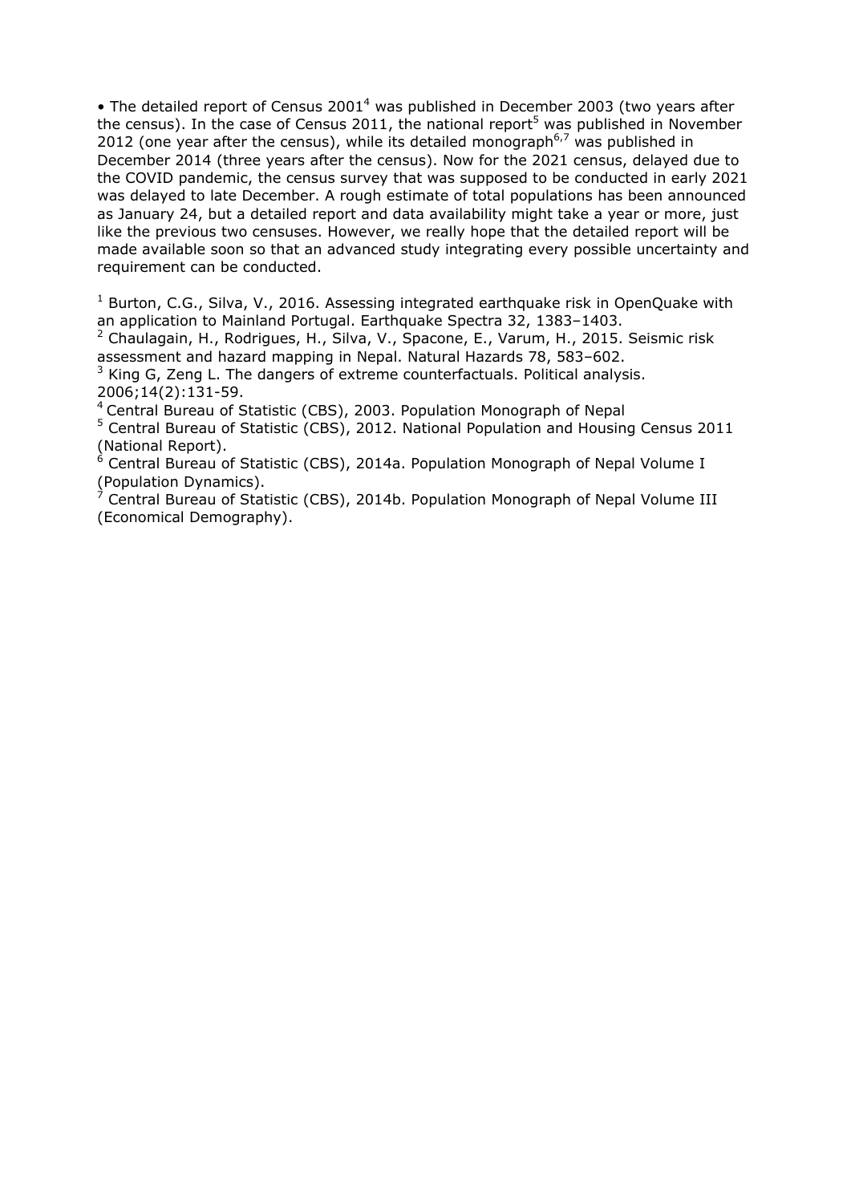- The detailed report of Census 2001[4] was published in December 2003 (two years after the census). In the case of Census 2011, the national report[5] was published in November 2012 (one year after the census), while its detailed monograph[6,7] was published in December 2014 (three years after the census). Now for the 2021 census, delayed due to the COVID pandemic, the census survey that was supposed to be conducted in early 2021 was delayed to late December. A rough estimate of total populations has been announced as January 24, but a detailed report and data availability might take a year or more, just like the previous two censuses. However, we really hope that the detailed report will be made available soon so that an advanced study integrating every possible uncertainty and requirement can be conducted.

[1] Burton, C.G., Silva, V., 2016. Assessing integrated earthquake risk in OpenQuake with an application to Mainland Portugal. Earthquake Spectra 32, 1383–1403.
[2] Chaulagain, H., Rodrigues, H., Silva, V., Spacone, E., Varum, H., 2015. Seismic risk assessment and hazard mapping in Nepal. Natural Hazards 78, 583–602.
[3] King G, Zeng L. The dangers of extreme counterfactuals. Political analysis. 2006;14(2):131-59.
[4] Central Bureau of Statistic (CBS), 2003. Population Monograph of Nepal
[5] Central Bureau of Statistic (CBS), 2012. National Population and Housing Census 2011 (National Report).
[6] Central Bureau of Statistic (CBS), 2014a. Population Monograph of Nepal Volume I (Population Dynamics).
[7] Central Bureau of Statistic (CBS), 2014b. Population Monograph of Nepal Volume III (Economical Demography).